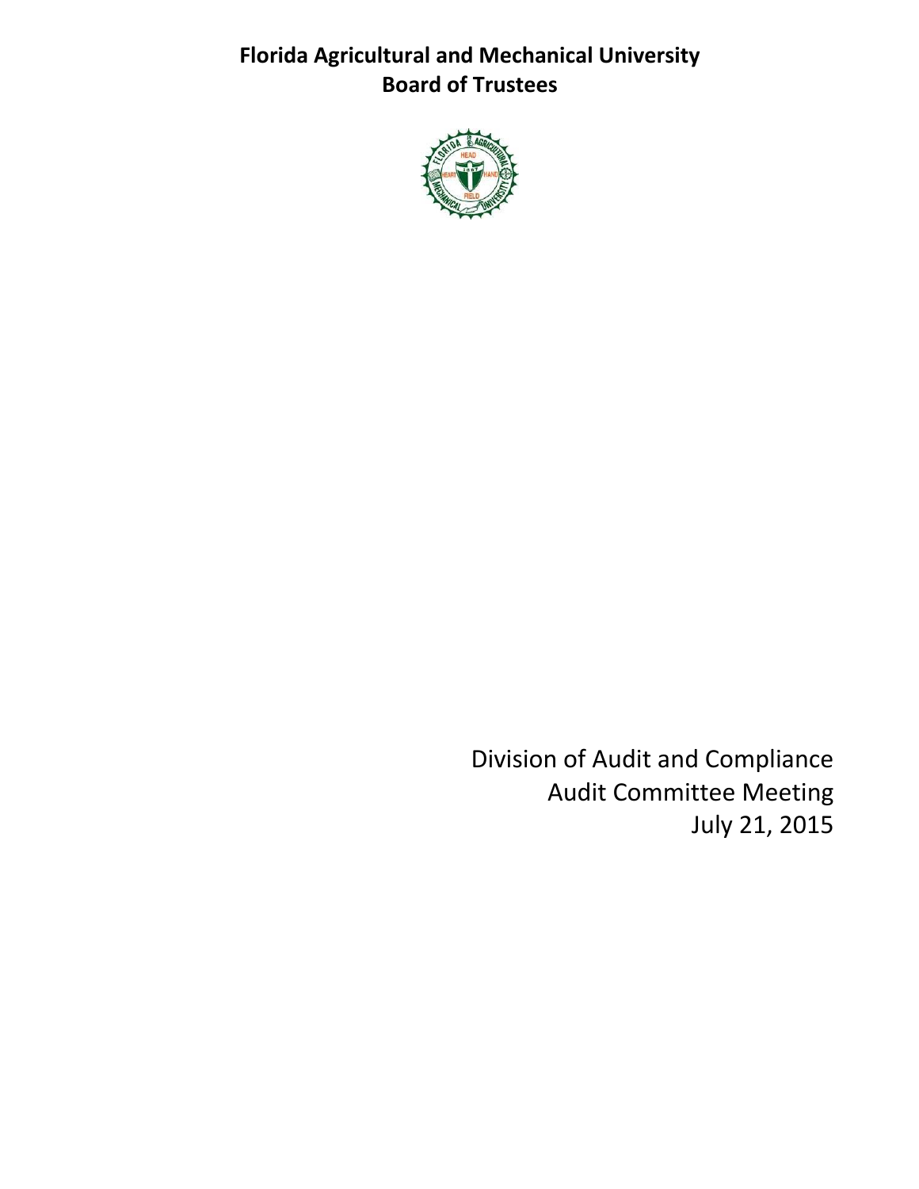# Florida Agricultural and Mechanical University
# Board of Trustees

Division of Audit and Compliance
Audit Committee Meeting
July 21, 2015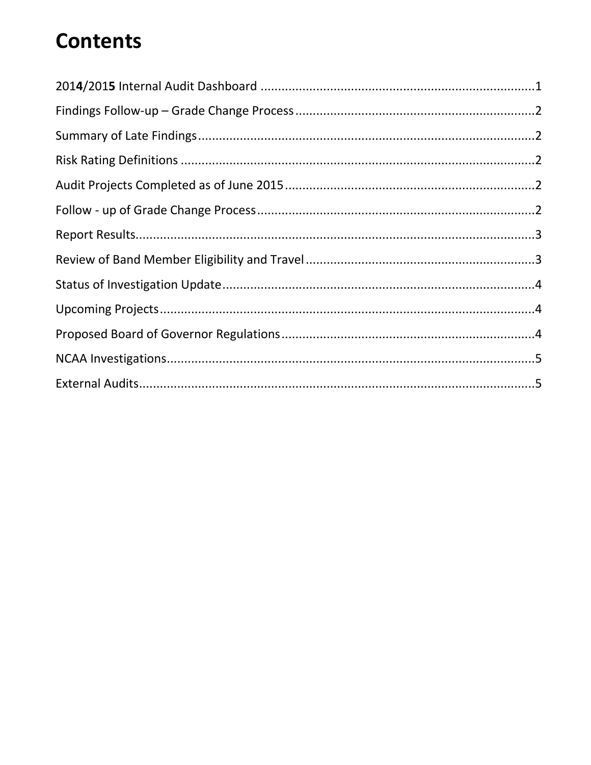# Contents

2014/2015 Internal Audit Dashboard ....................................................................................1

Findings Follow-up – Grade Change Process ..........................................................................2

Summary of Late Findings.......................................................................................................2

Risk Rating Definitions ............................................................................................................2

Audit Projects Completed as of June 2015 ..............................................................................2

Follow - up of Grade Change Process.....................................................................................2

Report Results.........................................................................................................................3

Review of Band Member Eligibility and Travel .......................................................................3

Status of Investigation Update................................................................................................4

Upcoming Projects...................................................................................................................4

Proposed Board of Governor Regulations ..............................................................................4

NCAA Investigations.................................................................................................................5

External Audits.........................................................................................................................5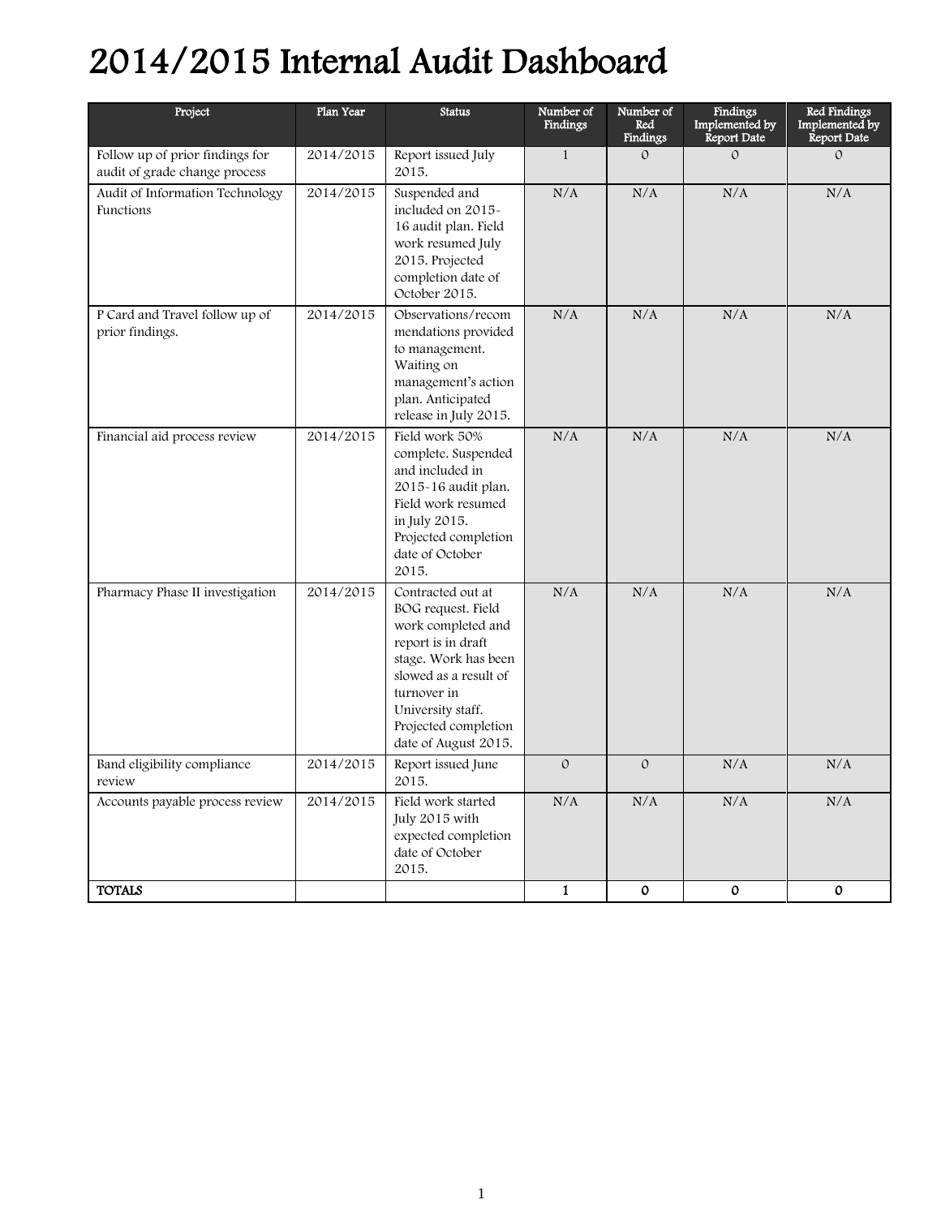# 2014/2015 Internal Audit Dashboard

| Project | Plan Year | Status | Number of Findings | Number of Red Findings | Findings Implemented by Report Date | Red Findings Implemented by Report Date |
|---|---|---|---|---|---|---|
| Follow up of prior findings for audit of grade change process | 2014/2015 | Report issued July 2015. | 1 | 0 | 0 | 0 |
| Audit of Information Technology Functions | 2014/2015 | Suspended and included on 2015-16 audit plan. Field work resumed July 2015. Projected completion date of October 2015. | N/A | N/A | N/A | N/A |
| P Card and Travel follow up of prior findings. | 2014/2015 | Observations/recommendations provided to management. Waiting on management's action plan. Anticipated release in July 2015. | N/A | N/A | N/A | N/A |
| Financial aid process review | 2014/2015 | Field work 50% complete. Suspended and included in 2015-16 audit plan. Field work resumed in July 2015. Projected completion date of October 2015. | N/A | N/A | N/A | N/A |
| Pharmacy Phase II investigation | 2014/2015 | Contracted out at BOG request. Field work completed and report is in draft stage. Work has been slowed as a result of turnover in University staff. Projected completion date of August 2015. | N/A | N/A | N/A | N/A |
| Band eligibility compliance review | 2014/2015 | Report issued June 2015. | 0 | 0 | N/A | N/A |
| Accounts payable process review | 2014/2015 | Field work started July 2015 with expected completion date of October 2015. | N/A | N/A | N/A | N/A |
| **TOTALS** | | | **1** | **0** | **0** | **0** |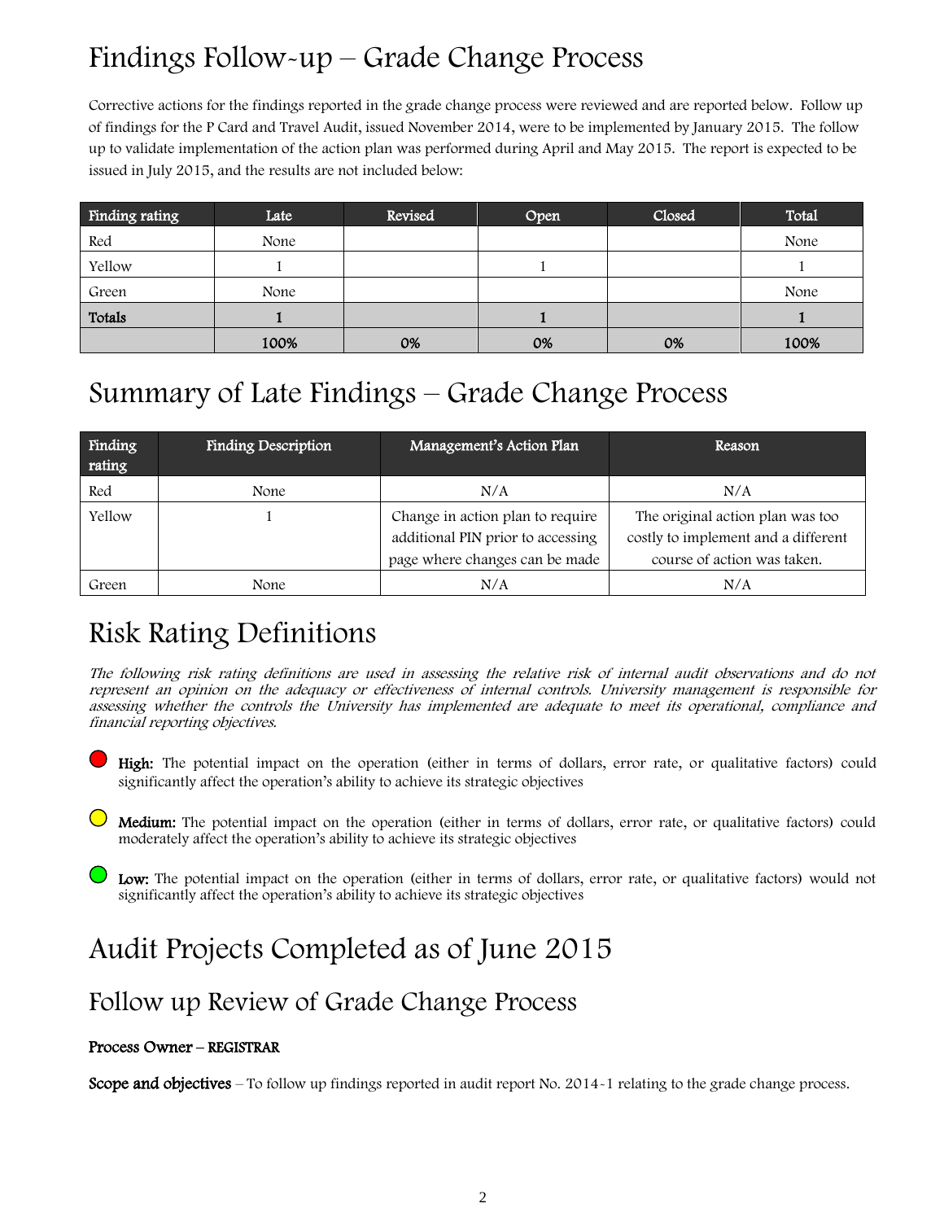# Findings Follow-up – Grade Change Process

Corrective actions for the findings reported in the grade change process were reviewed and are reported below. Follow up of findings for the P Card and Travel Audit, issued November 2014, were to be implemented by January 2015. The follow up to validate implementation of the action plan was performed during April and May 2015. The report is expected to be issued in July 2015, and the results are not included below:

| Finding rating | Late | Revised | Open | Closed | Total |
|---|---|---|---|---|---|
| Red | None | | | | None |
| Yellow | 1 | | 1 | | 1 |
| Green | None | | | | None |
| **Totals** | **1** | | **1** | | **1** |
| | **100%** | **0%** | **0%** | **0%** | **100%** |

# Summary of Late Findings – Grade Change Process

| Finding rating | Finding Description | Management's Action Plan | Reason |
|---|---|---|---|
| Red | None | N/A | N/A |
| Yellow | 1 | Change in action plan to require additional PIN prior to accessing page where changes can be made | The original action plan was too costly to implement and a different course of action was taken. |
| Green | None | N/A | N/A |

# Risk Rating Definitions

*The following risk rating definitions are used in assessing the relative risk of internal audit observations and do not represent an opinion on the adequacy or effectiveness of internal controls. University management is responsible for assessing whether the controls the University has implemented are adequate to meet its operational, compliance and financial reporting objectives.*

- **High:** The potential impact on the operation (either in terms of dollars, error rate, or qualitative factors) could significantly affect the operation's ability to achieve its strategic objectives

- **Medium:** The potential impact on the operation (either in terms of dollars, error rate, or qualitative factors) could moderately affect the operation's ability to achieve its strategic objectives

- **Low:** The potential impact on the operation (either in terms of dollars, error rate, or qualitative factors) would not significantly affect the operation's ability to achieve its strategic objectives

# Audit Projects Completed as of June 2015

## Follow up Review of Grade Change Process

**Process Owner – REGISTRAR**

**Scope and objectives** – To follow up findings reported in audit report No. 2014-1 relating to the grade change process.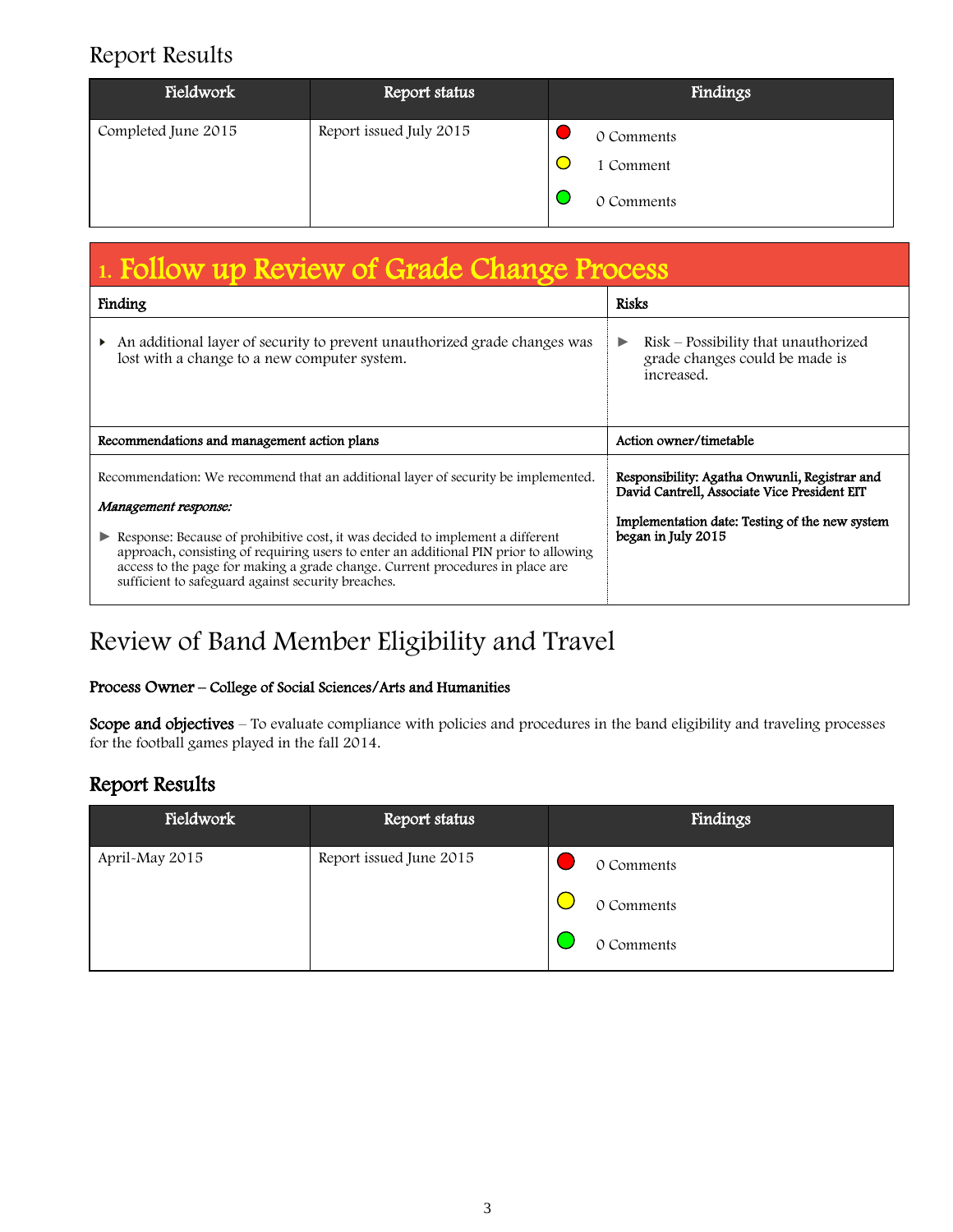## Report Results

| Fieldwork | Report status | Findings |
|---|---|---|
| Completed June 2015 | Report issued July 2015 | 🔴 0 Comments<br>🟡 1 Comment<br>🟢 0 Comments |

## 1. Follow up Review of Grade Change Process

| Finding | Risks |
|---|---|
| ▸ An additional layer of security to prevent unauthorized grade changes was lost with a change to a new computer system. | ► Risk – Possibility that unauthorized grade changes could be made is increased. |
| **Recommendations and management action plans** | **Action owner/timetable** |
| Recommendation: We recommend that an additional layer of security be implemented.<br><br>*Management response:*<br><br>► Response: Because of prohibitive cost, it was decided to implement a different approach, consisting of requiring users to enter an additional PIN prior to allowing access to the page for making a grade change. Current procedures in place are sufficient to safeguard against security breaches. | **Responsibility: Agatha Onwunli, Registrar and David Cantrell, Associate Vice President EIT**<br><br>**Implementation date: Testing of the new system began in July 2015** |

# Review of Band Member Eligibility and Travel

**Process Owner** – **College of Social Sciences/Arts and Humanities**

**Scope and objectives** – To evaluate compliance with policies and procedures in the band eligibility and traveling processes for the football games played in the fall 2014.

## Report Results

| Fieldwork | Report status | Findings |
|---|---|---|
| April-May 2015 | Report issued June 2015 | 🔴 0 Comments<br>🟡 0 Comments<br>🟢 0 Comments |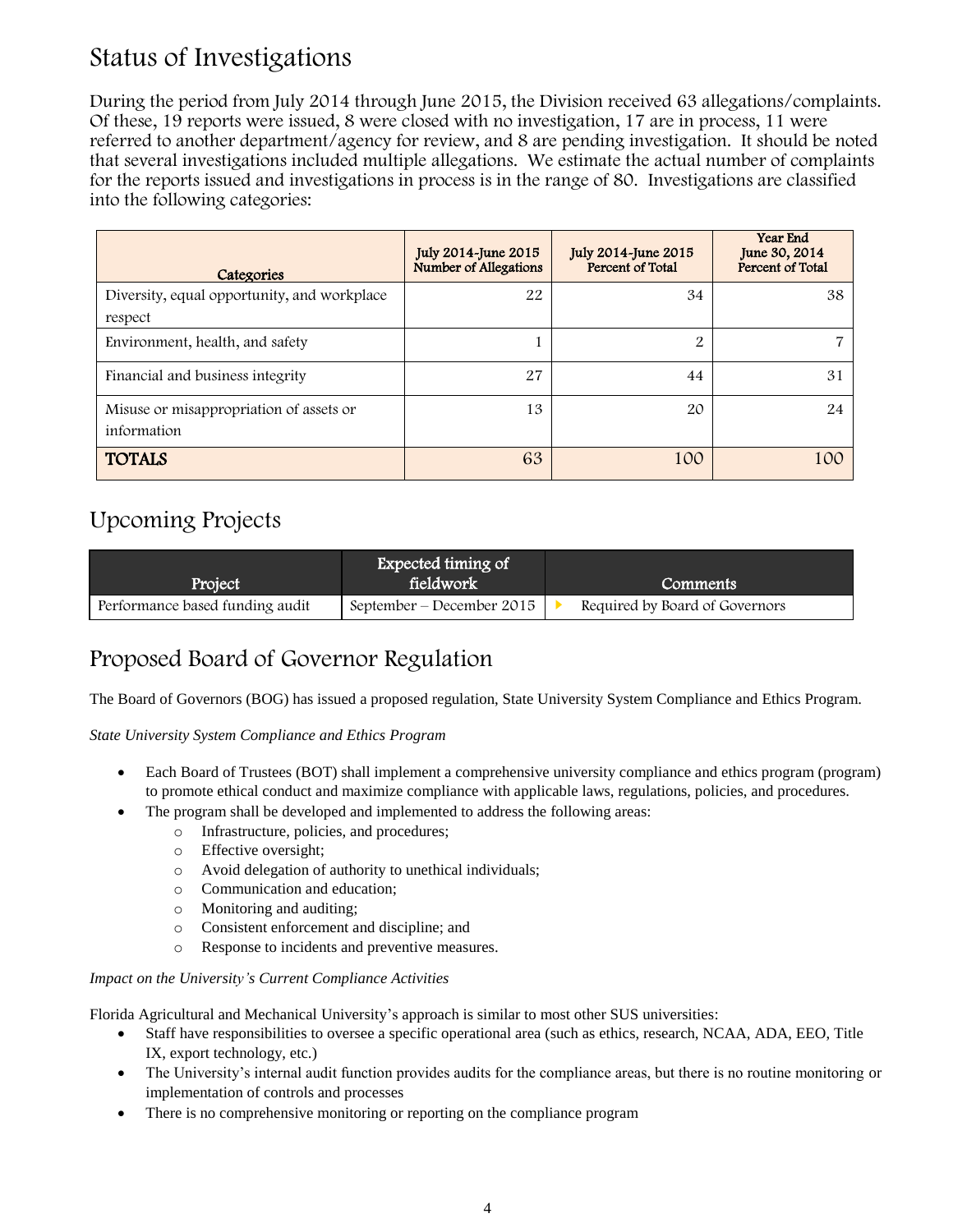## Status of Investigations

During the period from July 2014 through June 2015, the Division received 63 allegations/complaints. Of these, 19 reports were issued, 8 were closed with no investigation, 17 are in process, 11 were referred to another department/agency for review, and 8 are pending investigation. It should be noted that several investigations included multiple allegations. We estimate the actual number of complaints for the reports issued and investigations in process is in the range of 80. Investigations are classified into the following categories:

| Categories | July 2014-June 2015 Number of Allegations | July 2014-June 2015 Percent of Total | Year End June 30, 2014 Percent of Total |
|---|---|---|---|
| Diversity, equal opportunity, and workplace respect | 22 | 34 | 38 |
| Environment, health, and safety | 1 | 2 | 7 |
| Financial and business integrity | 27 | 44 | 31 |
| Misuse or misappropriation of assets or information | 13 | 20 | 24 |
| **TOTALS** | 63 | 100 | 100 |

## Upcoming Projects

| Project | Expected timing of fieldwork | Comments |
|---|---|---|
| Performance based funding audit | September – December 2015 | Required by Board of Governors |

## Proposed Board of Governor Regulation

The Board of Governors (BOG) has issued a proposed regulation, State University System Compliance and Ethics Program.

*State University System Compliance and Ethics Program*

- Each Board of Trustees (BOT) shall implement a comprehensive university compliance and ethics program (program) to promote ethical conduct and maximize compliance with applicable laws, regulations, policies, and procedures.
- The program shall be developed and implemented to address the following areas:
  - Infrastructure, policies, and procedures;
  - Effective oversight;
  - Avoid delegation of authority to unethical individuals;
  - Communication and education;
  - Monitoring and auditing;
  - Consistent enforcement and discipline; and
  - Response to incidents and preventive measures.

*Impact on the University's Current Compliance Activities*

Florida Agricultural and Mechanical University's approach is similar to most other SUS universities:

- Staff have responsibilities to oversee a specific operational area (such as ethics, research, NCAA, ADA, EEO, Title IX, export technology, etc.)
- The University's internal audit function provides audits for the compliance areas, but there is no routine monitoring or implementation of controls and processes
- There is no comprehensive monitoring or reporting on the compliance program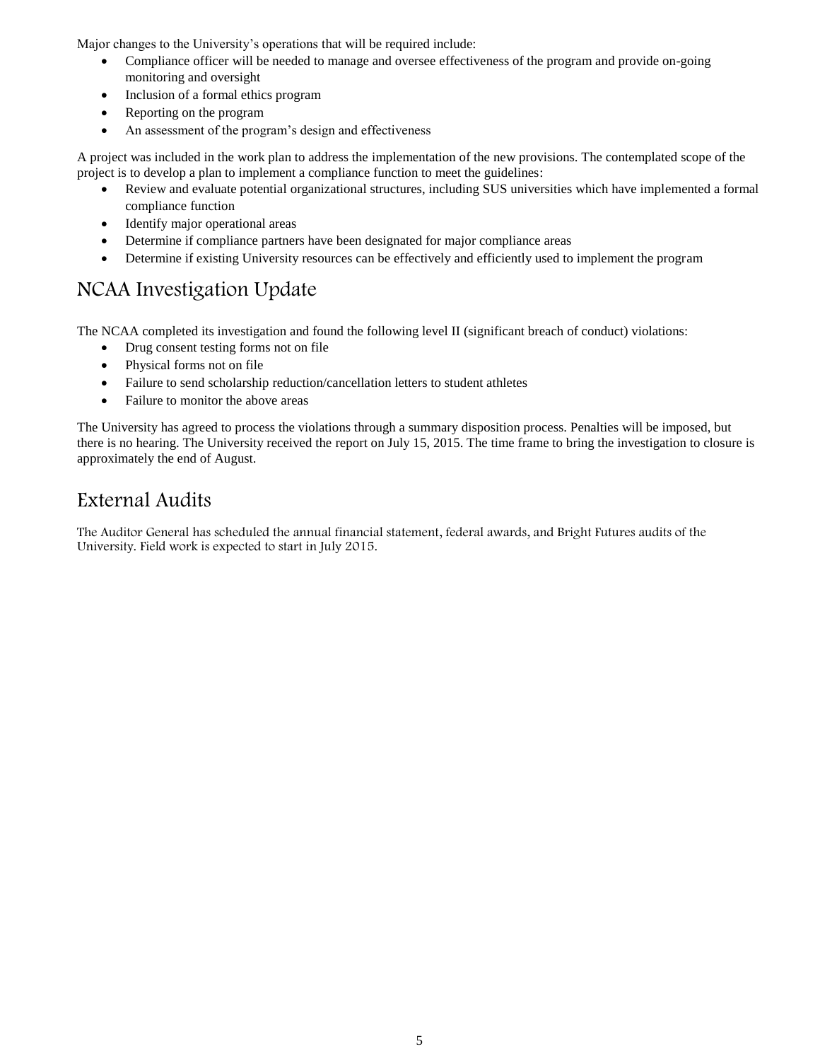Major changes to the University's operations that will be required include:

- Compliance officer will be needed to manage and oversee effectiveness of the program and provide on-going monitoring and oversight
- Inclusion of a formal ethics program
- Reporting on the program
- An assessment of the program's design and effectiveness

A project was included in the work plan to address the implementation of the new provisions. The contemplated scope of the project is to develop a plan to implement a compliance function to meet the guidelines:

- Review and evaluate potential organizational structures, including SUS universities which have implemented a formal compliance function
- Identify major operational areas
- Determine if compliance partners have been designated for major compliance areas
- Determine if existing University resources can be effectively and efficiently used to implement the program

## NCAA Investigation Update

The NCAA completed its investigation and found the following level II (significant breach of conduct) violations:

- Drug consent testing forms not on file
- Physical forms not on file
- Failure to send scholarship reduction/cancellation letters to student athletes
- Failure to monitor the above areas

The University has agreed to process the violations through a summary disposition process. Penalties will be imposed, but there is no hearing. The University received the report on July 15, 2015. The time frame to bring the investigation to closure is approximately the end of August.

## External Audits

The Auditor General has scheduled the annual financial statement, federal awards, and Bright Futures audits of the University. Field work is expected to start in July 2015.